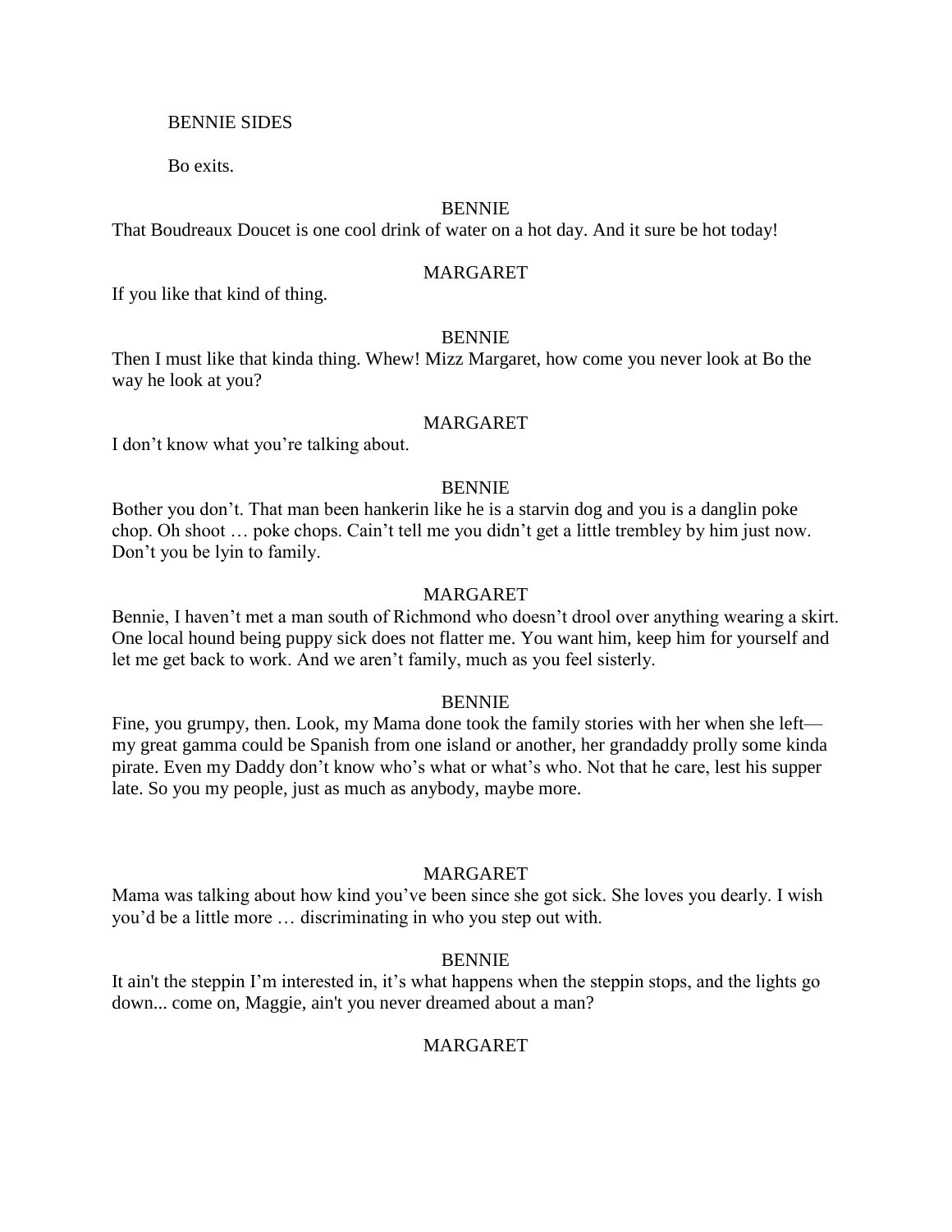BENNIE SIDES

Bo exits.

BENNIE

That Boudreaux Doucet is one cool drink of water on a hot day. And it sure be hot today!

MARGARET

If you like that kind of thing.

BENNIE

Then I must like that kinda thing. Whew! Mizz Margaret, how come you never look at Bo the way he look at you?

MARGARET

I don't know what you're talking about.

BENNIE

Bother you don't. That man been hankerin like he is a starvin dog and you is a danglin poke chop. Oh shoot … poke chops. Cain't tell me you didn't get a little trembley by him just now. Don't you be lyin to family.

MARGARET

Bennie, I haven't met a man south of Richmond who doesn't drool over anything wearing a skirt. One local hound being puppy sick does not flatter me. You want him, keep him for yourself and let me get back to work. And we aren't family, much as you feel sisterly.

BENNIE

Fine, you grumpy, then. Look, my Mama done took the family stories with her when she left—my great gamma could be Spanish from one island or another, her grandaddy prolly some kinda pirate. Even my Daddy don't know who's what or what's who. Not that he care, lest his supper late. So you my people, just as much as anybody, maybe more.

MARGARET

Mama was talking about how kind you've been since she got sick. She loves you dearly. I wish you'd be a little more … discriminating in who you step out with.

BENNIE

It ain't the steppin I'm interested in, it's what happens when the steppin stops, and the lights go down... come on, Maggie, ain't you never dreamed about a man?

MARGARET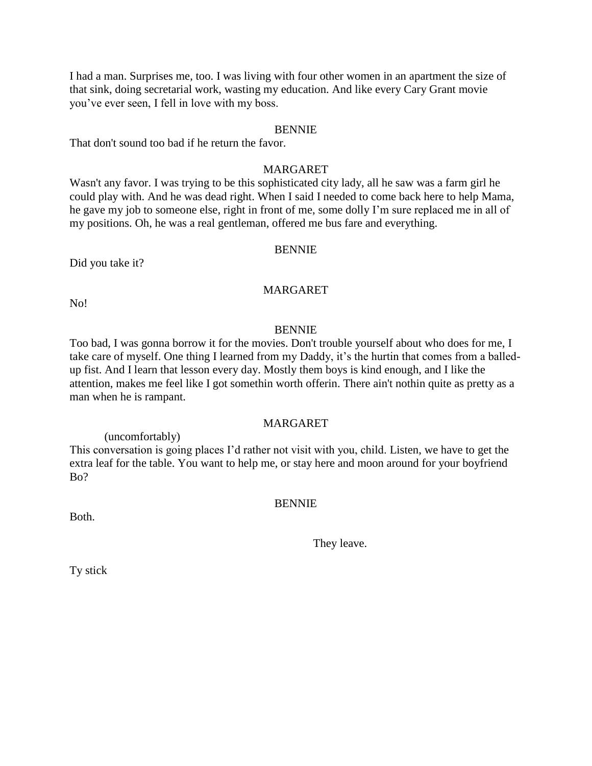I had a man. Surprises me, too. I was living with four other women in an apartment the size of that sink, doing secretarial work, wasting my education. And like every Cary Grant movie you've ever seen, I fell in love with my boss.

BENNIE

That don't sound too bad if he return the favor.

MARGARET

Wasn't any favor. I was trying to be this sophisticated city lady, all he saw was a farm girl he could play with. And he was dead right. When I said I needed to come back here to help Mama, he gave my job to someone else, right in front of me, some dolly I'm sure replaced me in all of my positions. Oh, he was a real gentleman, offered me bus fare and everything.

BENNIE

Did you take it?

MARGARET

No!

BENNIE

Too bad, I was gonna borrow it for the movies. Don't trouble yourself about who does for me, I take care of myself. One thing I learned from my Daddy, it's the hurtin that comes from a balled-up fist. And I learn that lesson every day. Mostly them boys is kind enough, and I like the attention, makes me feel like I got somethin worth offerin. There ain't nothin quite as pretty as a man when he is rampant.

MARGARET

(uncomfortably)

This conversation is going places I'd rather not visit with you, child. Listen, we have to get the extra leaf for the table. You want to help me, or stay here and moon around for your boyfriend Bo?

BENNIE

Both.

They leave.

Ty stick